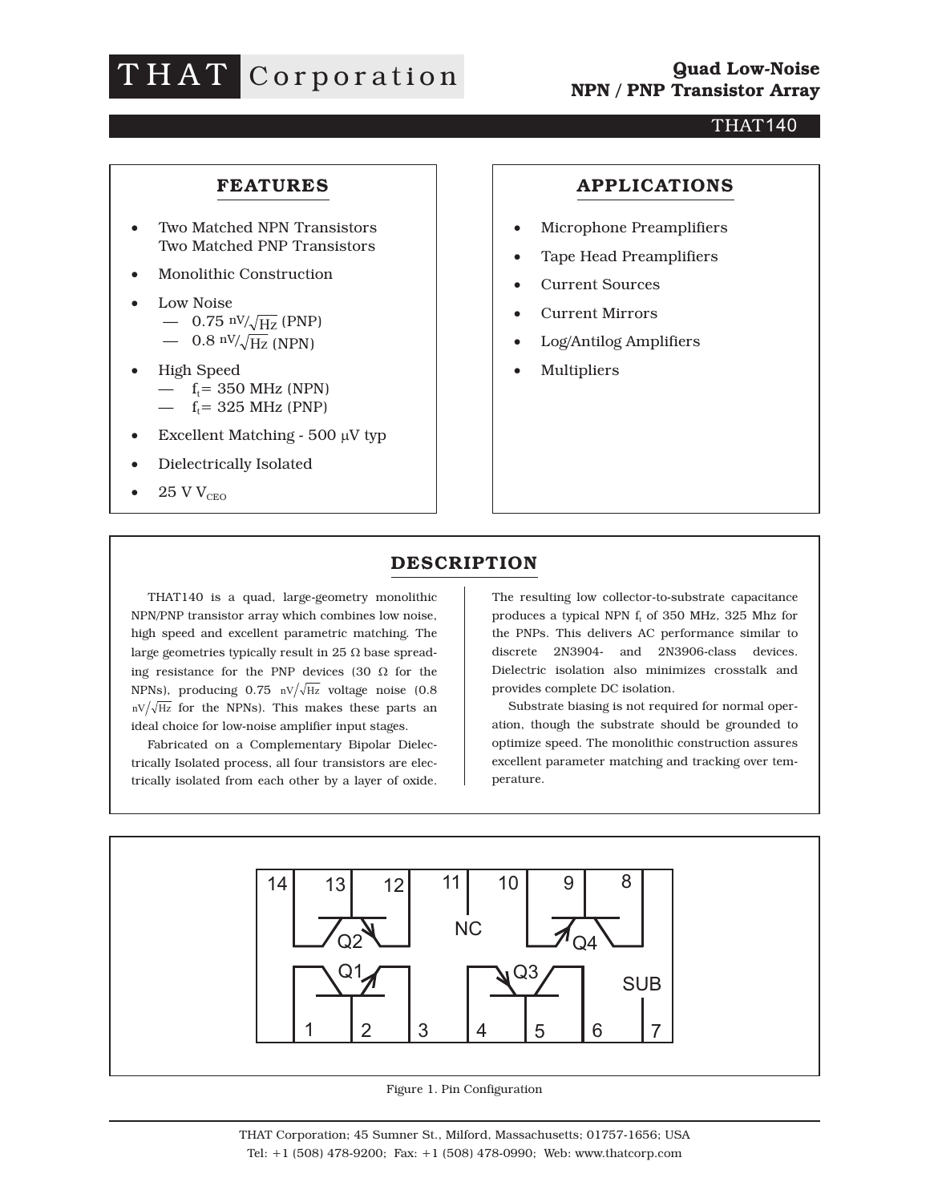# THAT Corporation

## Quad Low-Noise NPN / PNP Transistor Array

THAT140

## FEATURES

- Two Matched NPN Transistors
  Two Matched PNP Transistors
- Monolithic Construction
- Low Noise
  - 0.75 $nV/\sqrt{Hz}$ (PNP)
  - 0.8 $nV/\sqrt{Hz}$ (NPN)
- High Speed
  - $f_t$ = 350 MHz (NPN)
  - $f_t$ = 325 MHz (PNP)
- Excellent Matching - 500 µV typ
- Dielectrically Isolated
- 25 V $V_{CEO}$

## APPLICATIONS

- Microphone Preamplifiers
- Tape Head Preamplifiers
- Current Sources
- Current Mirrors
- Log/Antilog Amplifiers
- Multipliers

## DESCRIPTION

THAT140 is a quad, large-geometry monolithic NPN/PNP transistor array which combines low noise, high speed and excellent parametric matching. The large geometries typically result in 25 Ω base spreading resistance for the PNP devices (30 Ω for the NPNs), producing 0.75 $nV/\sqrt{Hz}$ voltage noise (0.8 $nV/\sqrt{Hz}$ for the NPNs). This makes these parts an ideal choice for low-noise amplifier input stages.

Fabricated on a Complementary Bipolar Dielectrically Isolated process, all four transistors are electrically isolated from each other by a layer of oxide. The resulting low collector-to-substrate capacitance produces a typical NPN $f_t$ of 350 MHz, 325 Mhz for the PNPs. This delivers AC performance similar to discrete 2N3904- and 2N3906-class devices. Dielectric isolation also minimizes crosstalk and provides complete DC isolation.

Substrate biasing is not required for normal operation, though the substrate should be grounded to optimize speed. The monolithic construction assures excellent parameter matching and tracking over temperature.

Figure 1. Pin Configuration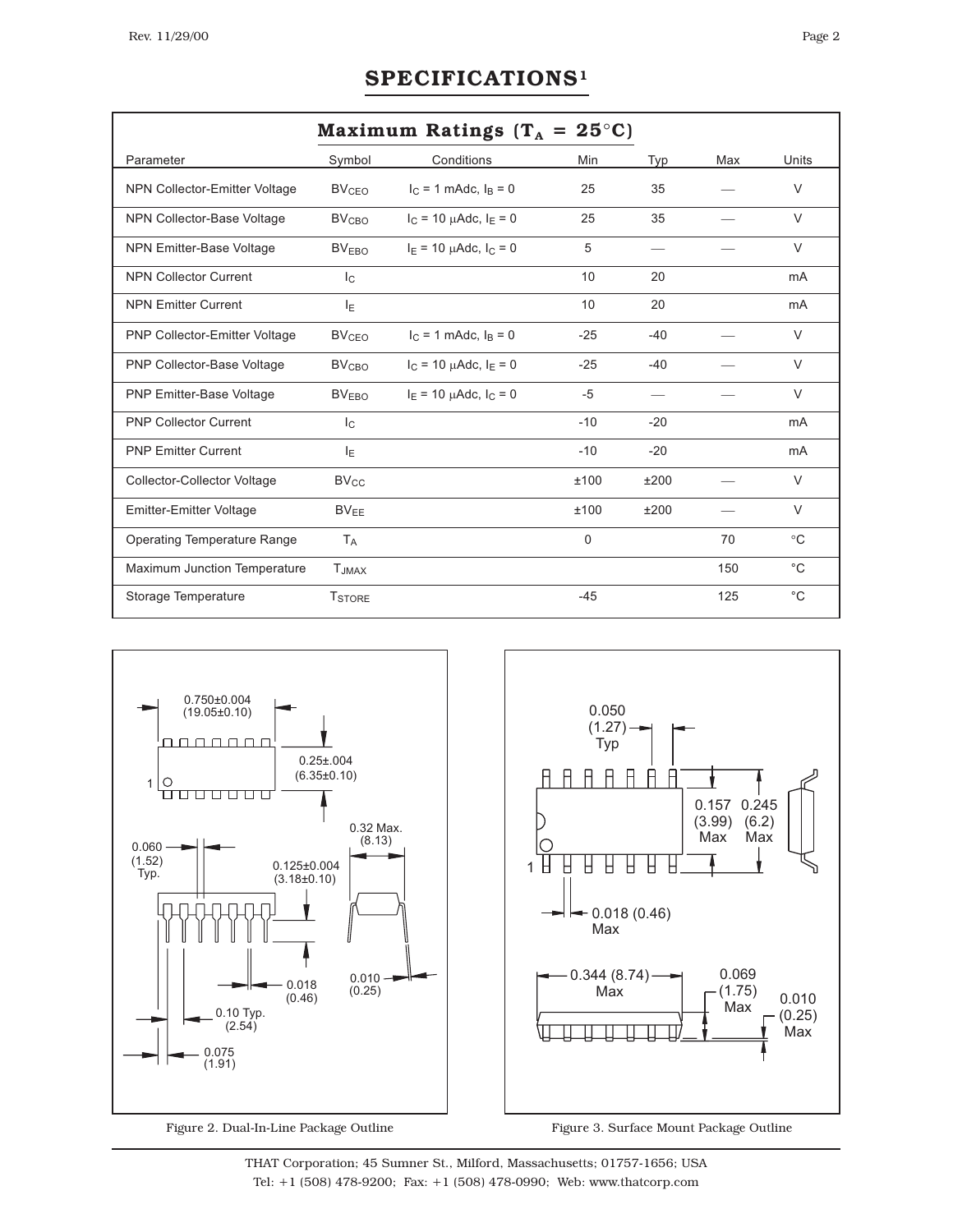# SPECIFICATIONS[1]

| Maximum Ratings ($T_A$ = 25°C) | | | | | | |
|---|---|---|---|---|---|---|
| Parameter | Symbol | Conditions | Min | Typ | Max | Units |
| NPN Collector-Emitter Voltage | $BV_{CEO}$ | $I_C$ = 1 mAdc, $I_B$ = 0 | 25 | 35 | — | V |
| NPN Collector-Base Voltage | $BV_{CBO}$ | $I_C$ = 10 μAdc, $I_E$ = 0 | 25 | 35 | — | V |
| NPN Emitter-Base Voltage | $BV_{EBO}$ | $I_E$ = 10 μAdc, $I_C$ = 0 | 5 | — | — | V |
| NPN Collector Current | $I_C$ | | 10 | 20 | | mA |
| NPN Emitter Current | $I_E$ | | 10 | 20 | | mA |
| PNP Collector-Emitter Voltage | $BV_{CEO}$ | $I_C$ = 1 mAdc, $I_B$ = 0 | -25 | -40 | — | V |
| PNP Collector-Base Voltage | $BV_{CBO}$ | $I_C$ = 10 μAdc, $I_E$ = 0 | -25 | -40 | — | V |
| PNP Emitter-Base Voltage | $BV_{EBO}$ | $I_E$ = 10 μAdc, $I_C$ = 0 | -5 | — | — | V |
| PNP Collector Current | $I_C$ | | -10 | -20 | | mA |
| PNP Emitter Current | $I_E$ | | -10 | -20 | | mA |
| Collector-Collector Voltage | $BV_{CC}$ | | ±100 | ±200 | — | V |
| Emitter-Emitter Voltage | $BV_{EE}$ | | ±100 | ±200 | — | V |
| Operating Temperature Range | $T_A$ | | 0 | | 70 | °C |
| Maximum Junction Temperature | $T_{JMAX}$ | | | | 150 | °C |
| Storage Temperature | $T_{STORE}$ | | -45 | | 125 | °C |

Figure 2. Dual-In-Line Package Outline

Figure 3. Surface Mount Package Outline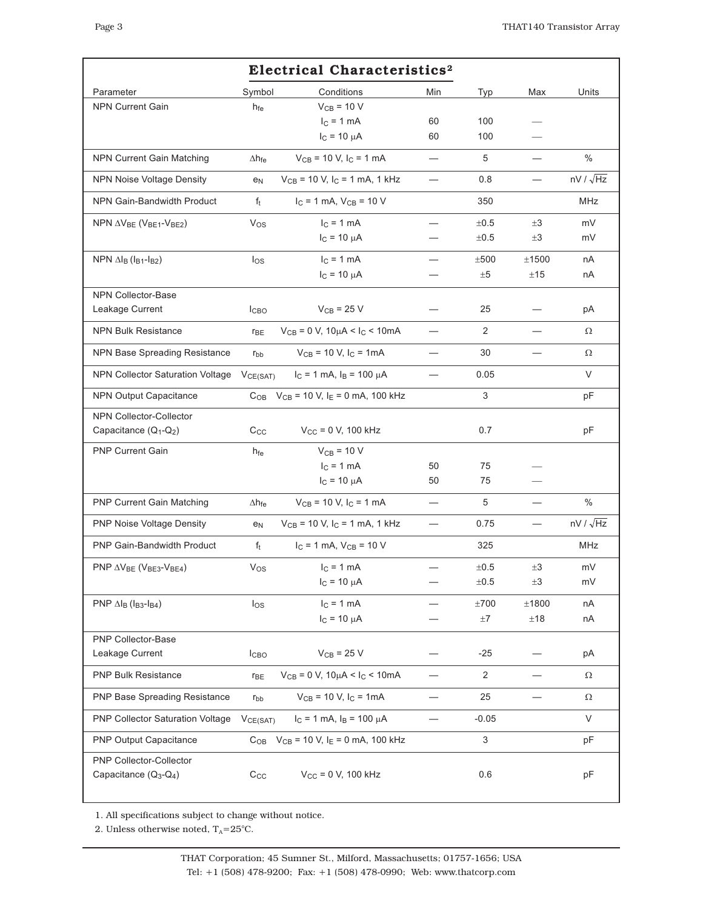## Electrical Characteristics[2]

| Parameter | Symbol | Conditions | Min | Typ | Max | Units |
|---|---|---|---|---|---|---|
| NPN Current Gain | $h_{fe}$ | $V_{CB}$ = 10 V | | | | |
| | | $I_C$ = 1 mA | 60 | 100 | — | |
| | | $I_C$ = 10 µA | 60 | 100 | — | |
| NPN Current Gain Matching | $\Delta h_{fe}$ | $V_{CB}$ = 10 V, $I_C$ = 1 mA | — | 5 | — | % |
| NPN Noise Voltage Density | $e_N$ | $V_{CB}$ = 10 V, $I_C$ = 1 mA, 1 kHz | — | 0.8 | — | nV / $\sqrt{Hz}$ |
| NPN Gain-Bandwidth Product | $f_t$ | $I_C$ = 1 mA, $V_{CB}$ = 10 V | | 350 | | MHz |
| NPN $\Delta V_{BE}$ ($V_{BE1}$-$V_{BE2}$) | $V_{OS}$ | $I_C$ = 1 mA | — | ±0.5 | ±3 | mV |
| | | $I_C$ = 10 µA | — | ±0.5 | ±3 | mV |
| NPN $\Delta I_B$ ($I_{B1}$-$I_{B2}$) | $I_{OS}$ | $I_C$ = 1 mA | — | ±500 | ±1500 | nA |
| | | $I_C$ = 10 µA | — | ±5 | ±15 | nA |
| NPN Collector-Base Leakage Current | $I_{CBO}$ | $V_{CB}$ = 25 V | — | 25 | — | pA |
| NPN Bulk Resistance | $r_{BE}$ | $V_{CB}$ = 0 V, 10µA < $I_C$ < 10mA | — | 2 | — | Ω |
| NPN Base Spreading Resistance | $r_{bb}$ | $V_{CB}$ = 10 V, $I_C$ = 1mA | — | 30 | — | Ω |
| NPN Collector Saturation Voltage | $V_{CE(SAT)}$ | $I_C$ = 1 mA, $I_B$ = 100 µA | — | 0.05 | | V |
| NPN Output Capacitance | $C_{OB}$ | $V_{CB}$ = 10 V, $I_E$ = 0 mA, 100 kHz | | 3 | | pF |
| NPN Collector-Collector Capacitance ($Q_1$-$Q_2$) | $C_{CC}$ | $V_{CC}$ = 0 V, 100 kHz | | 0.7 | | pF |
| PNP Current Gain | $h_{fe}$ | $V_{CB}$ = 10 V | | | | |
| | | $I_C$ = 1 mA | 50 | 75 | — | |
| | | $I_C$ = 10 µA | 50 | 75 | — | |
| PNP Current Gain Matching | $\Delta h_{fe}$ | $V_{CB}$ = 10 V, $I_C$ = 1 mA | — | 5 | — | % |
| PNP Noise Voltage Density | $e_N$ | $V_{CB}$ = 10 V, $I_C$ = 1 mA, 1 kHz | — | 0.75 | — | nV / $\sqrt{Hz}$ |
| PNP Gain-Bandwidth Product | $f_t$ | $I_C$ = 1 mA, $V_{CB}$ = 10 V | | 325 | | MHz |
| PNP $\Delta V_{BE}$ ($V_{BE3}$-$V_{BE4}$) | $V_{OS}$ | $I_C$ = 1 mA | — | ±0.5 | ±3 | mV |
| | | $I_C$ = 10 µA | — | ±0.5 | ±3 | mV |
| PNP $\Delta I_B$ ($I_{B3}$-$I_{B4}$) | $I_{OS}$ | $I_C$ = 1 mA | — | ±700 | ±1800 | nA |
| | | $I_C$ = 10 µA | — | ±7 | ±18 | nA |
| PNP Collector-Base Leakage Current | $I_{CBO}$ | $V_{CB}$ = 25 V | — | -25 | — | pA |
| PNP Bulk Resistance | $r_{BE}$ | $V_{CB}$ = 0 V, 10µA < $I_C$ < 10mA | — | 2 | — | Ω |
| PNP Base Spreading Resistance | $r_{bb}$ | $V_{CB}$ = 10 V, $I_C$ = 1mA | — | 25 | — | Ω |
| PNP Collector Saturation Voltage | $V_{CE(SAT)}$ | $I_C$ = 1 mA, $I_B$ = 100 µA | — | -0.05 | | V |
| PNP Output Capacitance | $C_{OB}$ | $V_{CB}$ = 10 V, $I_E$ = 0 mA, 100 kHz | | 3 | | pF |
| PNP Collector-Collector Capacitance ($Q_3$-$Q_4$) | $C_{CC}$ | $V_{CC}$ = 0 V, 100 kHz | | 0.6 | | pF |

1. All specifications subject to change without notice.
2. Unless otherwise noted, $T_A$=25°C.

THAT Corporation; 45 Sumner St., Milford, Massachusetts; 01757-1656; USA
Tel: +1 (508) 478-9200; Fax: +1 (508) 478-0990; Web: www.thatcorp.com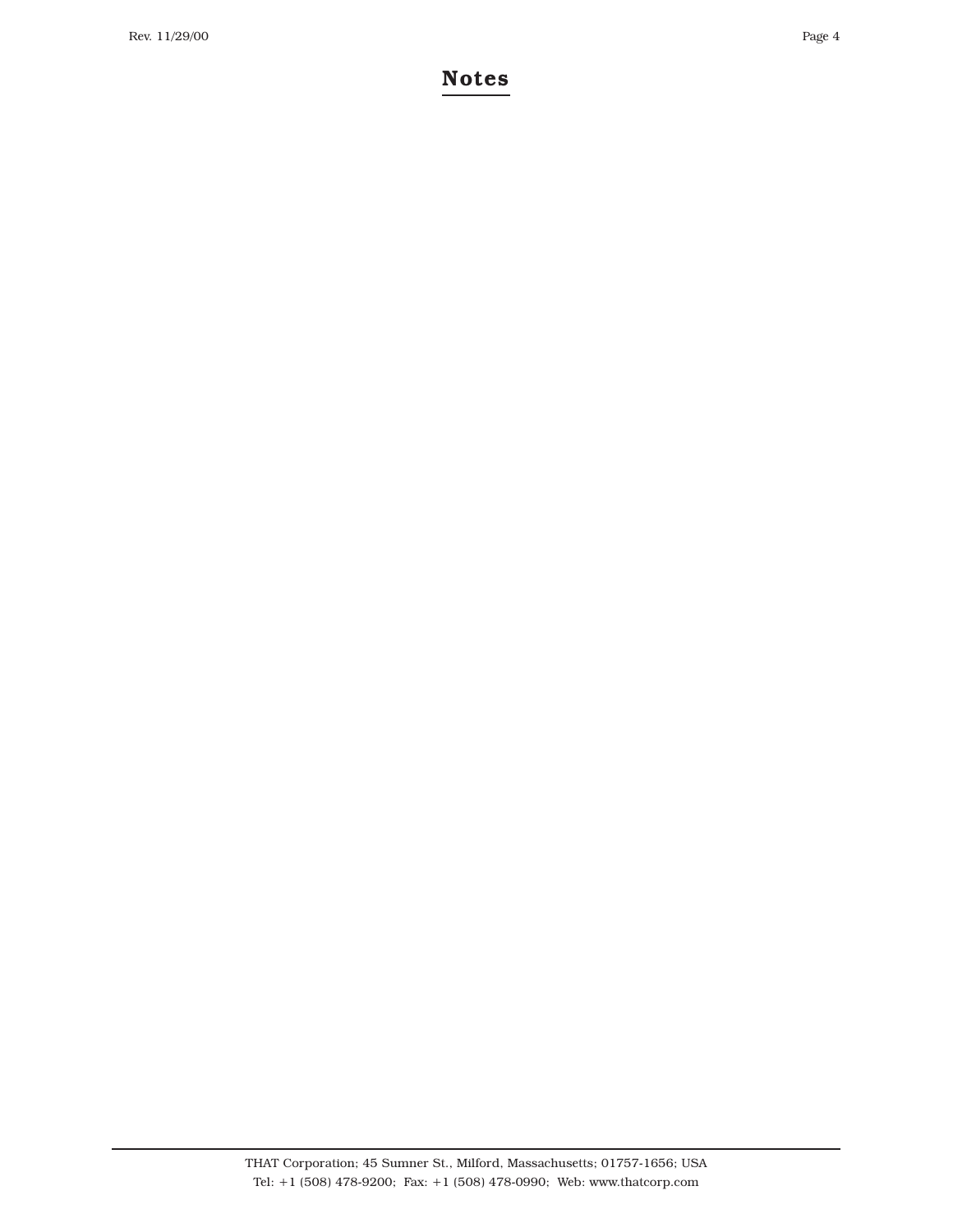## Notes

THAT Corporation; 45 Sumner St., Milford, Massachusetts; 01757-1656; USA
Tel: +1 (508) 478-9200; Fax: +1 (508) 478-0990; Web: www.thatcorp.com